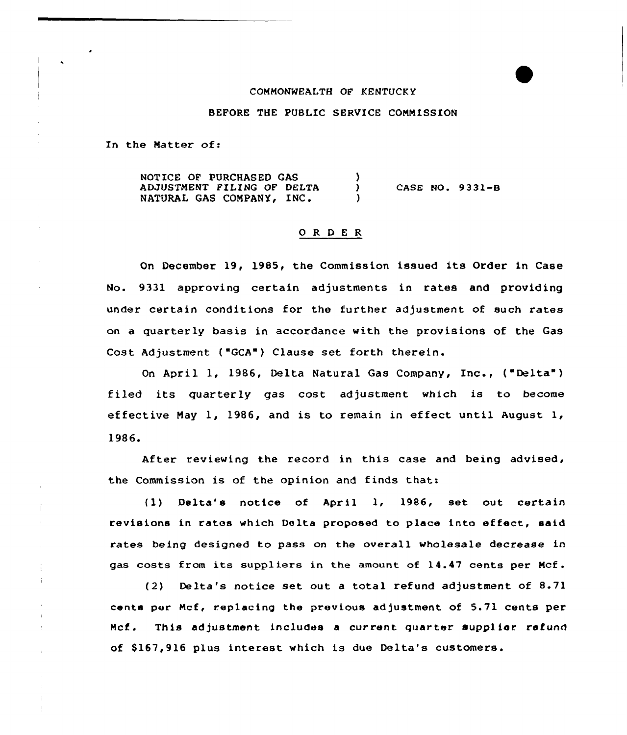COMMONWEALTH OF KENTUCKY

BEFORE THE PUBLIC SERVICE COMMISSION

In the Matter of:

NOTICE OF PURCHASED GAS ADJUSTMENT FILING OF DELTA NATURAL GAS COMPANY, INC. ) CASE NO. 9331-B

## O R D E R

On December 19, 1985, the Commission issued its Order in Case No. 9331 approving certain adjustments in rates and providing under certain conditions for the further adjustment of such rates on a quarterly basis in accordance with the provisions of the Gas Cost Adjustment ("GCA") Clause set forth therein.

On April 1, 1986, Delta Natural Gas Company, Inc., ("Delta") filed its quarterly gas cost adjustment which is to become effective May 1, 1986, and is to remain in effect until August 1, 1986.

After reviewing the record in this case and being advised, the Commission is of the opinion and finds that:

(1) Delta's notice of April 1, 1986, set out certain revisions in rates which Delta proposed to place into effect, said rates being designed to pass on the overall wholesale decrease in gas costs from its suppliers in the amount of 14.47 cents per Mcf.

(2) Delta's notice set out a total refund adjustment of 8.71 cents per Mcf, replacing the previous adjustment of 5.71 cents per Mcf. This adjustment includes a current quarter supplier refund of $167,916 plus interest which is due Delta's customers.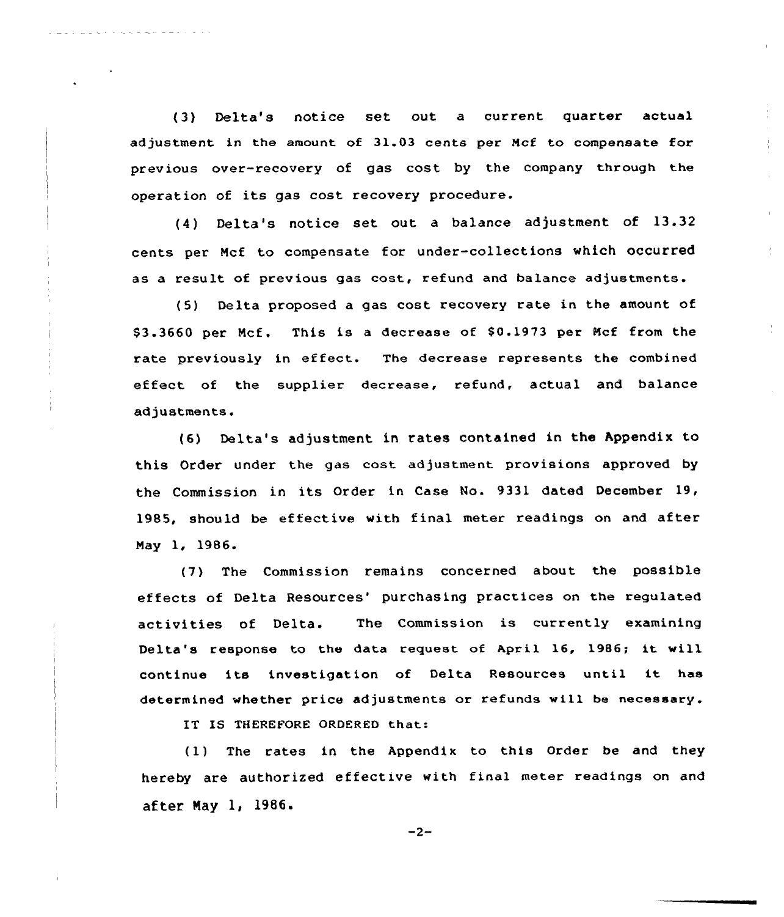(3) Delta's notice set out a current quarter actual adjustment in the amount of 31.03 cents per Mcf to compensate for previous over-recovery of gas cost by the company through the operation of its gas cost recovery procedure.

(4) Delta's notice set out a balance adjustment of 13.32 cents per Mcf to compensate for under-collections which occurred as a result of previous gas cost, refund and balance adjustments.

(5) Delta proposed a gas cost recovery rate in the amount of $3.3660 per Mcf. This is a decrease of $0.1973 per Mcf from the rate previously in effect. The decrease represents the combined effect of the supplier decrease, refund, actual and balance adjustments.

(6) Delta's adjustment in rates contained in the Appendix to this Order under the gas cost adjustment provisions approved by the Commission in its Order in Case No. 9331 dated December 19, 1985, should be effective with final meter readings on and after May 1, 1986.

(7) The Commission remains concerned about the possible effects of Delta Resources' purchasing practices on the regulated activities of Delta. The Commission is currently examining Delta's response to the data request of April 16, 1986; it will continue its investigation of Delta Resources until it has determined whether price adjustments or refunds will be necessary.

IT IS THEREFORE ORDERED that:

(1) The rates in the Appendix to this Order be and they hereby are authorized effective with final meter readings on and after May 1, 1986.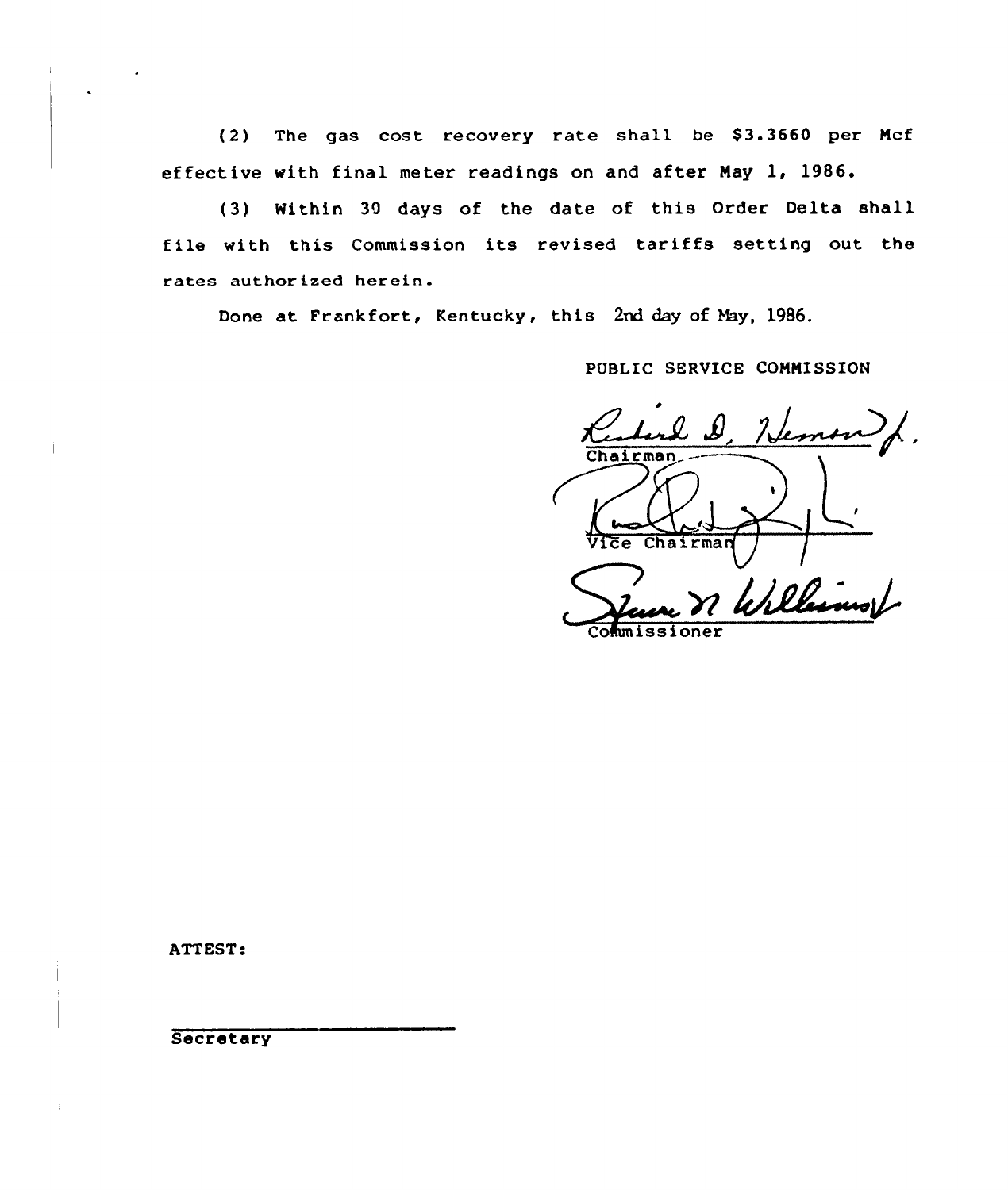(2) The gas cost recovery rate shall be $3.3660 per Mcf effective with final meter readings on and after May 1, 1986.

(3) Within 30 days of the date of this Order Delta shall file with this Commission its revised tariffs setting out the rates authorized herein.

Done at Frankfort, Kentucky, this 2nd day of May, 1986.

PUBLIC SERVICE COMMISSION

Chairman

Vice Chairman

Commissioner

ATTEST:

Secretary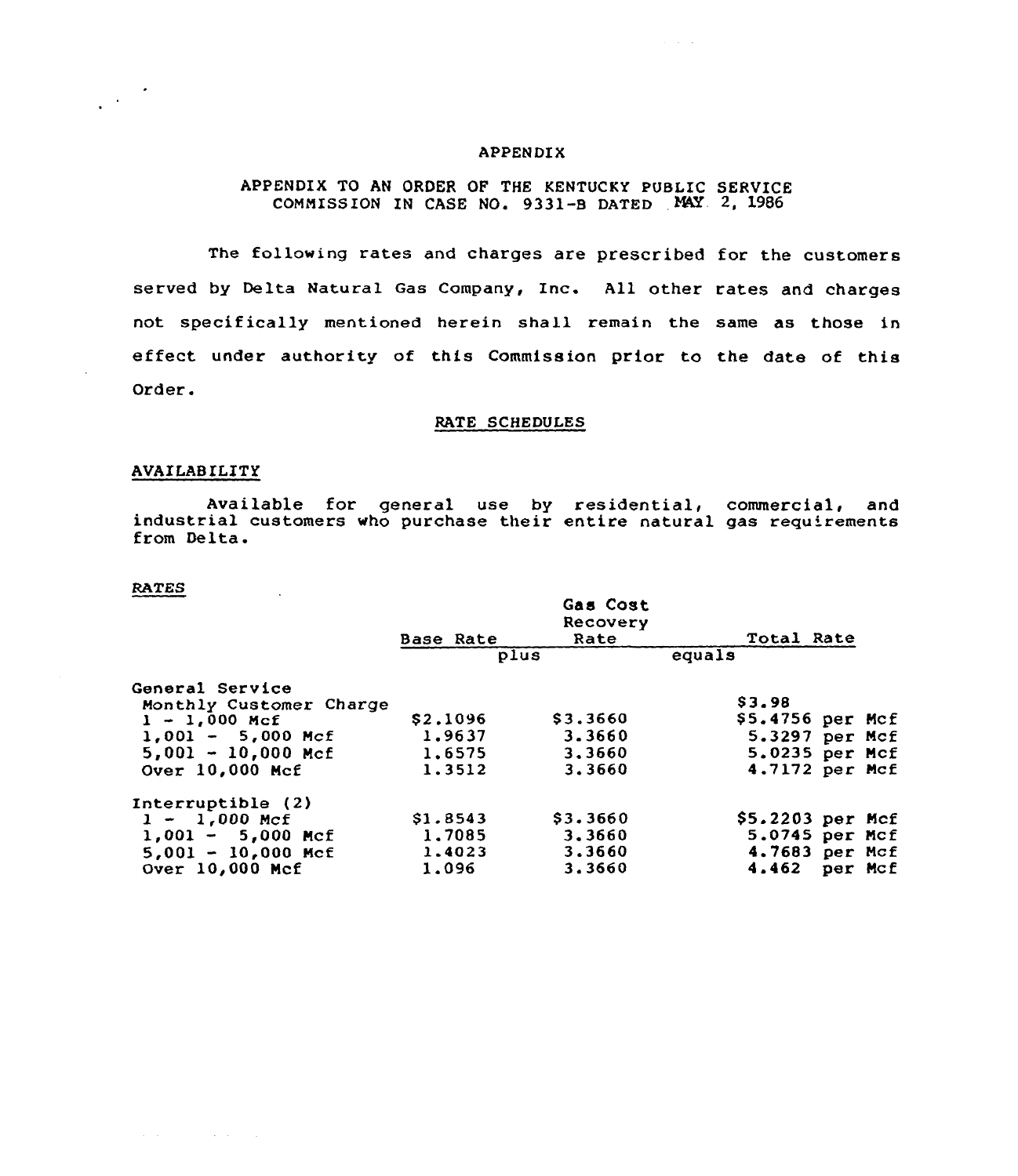# APPENDIX

## APPENDIX TO AN ORDER OF THE KENTUCKY PUBLIC SERVICE COMMISSION IN CASE NO. 9331-B DATED MAY 2, 1986

The following rates and charges are prescribed for the customers served by Delta Natural Gas Company, Inc. All other rates and charges not specifically mentioned herein shall remain the same as those in effect under authority of this Commission prior to the date of this Order.

## RATE SCHEDULES

### AVAILABILITY

Available for general use by residential, commercial, and industrial customers who purchase their entire natural gas requirements from Delta.

### RATES

| | Base Rate | Gas Cost Recovery Rate | Total Rate |
|---|---|---|---|
| | plus | | equals |
| **General Service** | | | |
| Monthly Customer Charge | | | $3.98 |
| 1 - 1,000 Mcf | $2.1096 | $3.3660 | $5.4756 per Mcf |
| 1,001 - 5,000 Mcf | 1.9637 | 3.3660 | 5.3297 per Mcf |
| 5,001 - 10,000 Mcf | 1.6575 | 3.3660 | 5.0235 per Mcf |
| Over 10,000 Mcf | 1.3512 | 3.3660 | 4.7172 per Mcf |
| **Interruptible (2)** | | | |
| 1 - 1,000 Mcf | $1.8543 | $3.3660 | $5.2203 per Mcf |
| 1,001 - 5,000 Mcf | 1.7085 | 3.3660 | 5.0745 per Mcf |
| 5,001 - 10,000 Mcf | 1.4023 | 3.3660 | 4.7683 per Mcf |
| Over 10,000 Mcf | 1.096 | 3.3660 | 4.462 per Mcf |